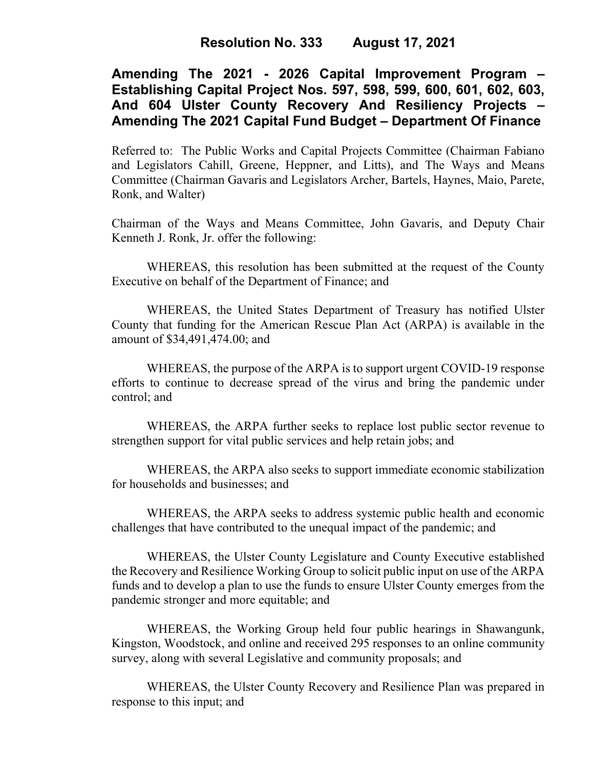## Resolution No. 333 August 17, 2021

## Amending The 2021 - 2026 Capital Improvement Program – Establishing Capital Project Nos. 597, 598, 599, 600, 601, 602, 603, And 604 Ulster County Recovery And Resiliency Projects – Amending The 2021 Capital Fund Budget – Department Of Finance

Referred to: The Public Works and Capital Projects Committee (Chairman Fabiano and Legislators Cahill, Greene, Heppner, and Litts), and The Ways and Means Committee (Chairman Gavaris and Legislators Archer, Bartels, Haynes, Maio, Parete, Ronk, and Walter)

Chairman of the Ways and Means Committee, John Gavaris, and Deputy Chair Kenneth J. Ronk, Jr. offer the following:

WHEREAS, this resolution has been submitted at the request of the County Executive on behalf of the Department of Finance; and

WHEREAS, the United States Department of Treasury has notified Ulster County that funding for the American Rescue Plan Act (ARPA) is available in the amount of $34,491,474.00; and

WHEREAS, the purpose of the ARPA is to support urgent COVID-19 response efforts to continue to decrease spread of the virus and bring the pandemic under control; and

WHEREAS, the ARPA further seeks to replace lost public sector revenue to strengthen support for vital public services and help retain jobs; and

WHEREAS, the ARPA also seeks to support immediate economic stabilization for households and businesses; and

WHEREAS, the ARPA seeks to address systemic public health and economic challenges that have contributed to the unequal impact of the pandemic; and

WHEREAS, the Ulster County Legislature and County Executive established the Recovery and Resilience Working Group to solicit public input on use of the ARPA funds and to develop a plan to use the funds to ensure Ulster County emerges from the pandemic stronger and more equitable; and

WHEREAS, the Working Group held four public hearings in Shawangunk, Kingston, Woodstock, and online and received 295 responses to an online community survey, along with several Legislative and community proposals; and

WHEREAS, the Ulster County Recovery and Resilience Plan was prepared in response to this input; and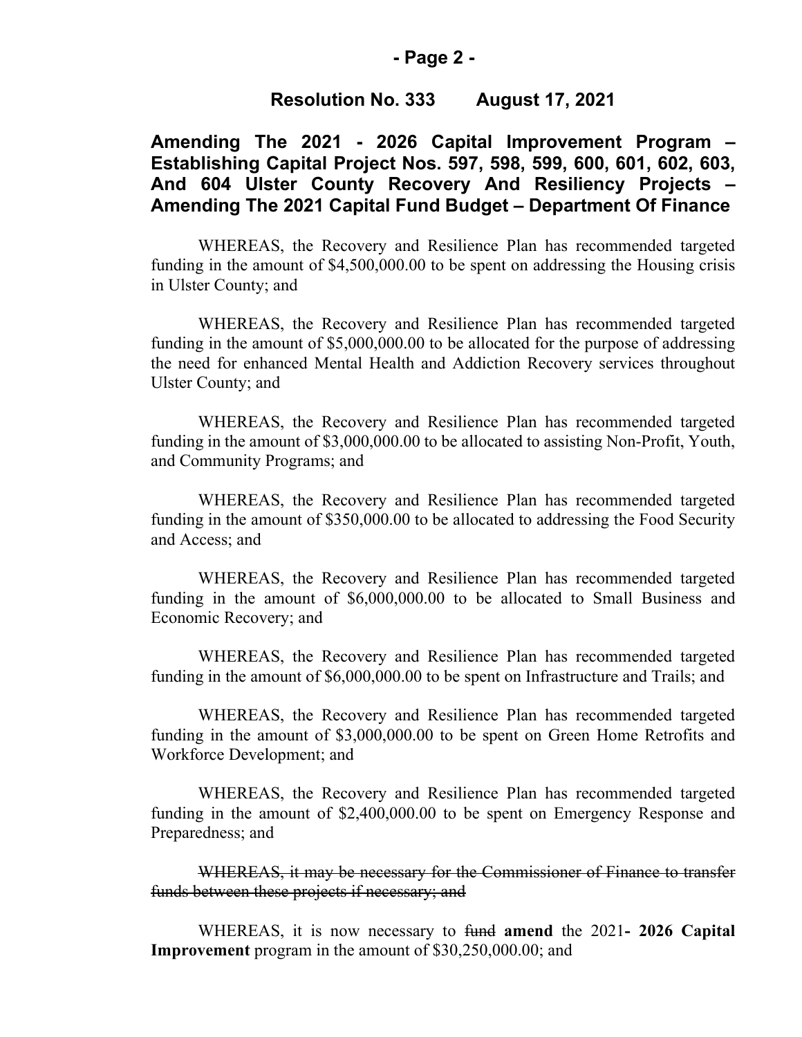## Resolution No. 333 August 17, 2021

## Amending The 2021 - 2026 Capital Improvement Program – Establishing Capital Project Nos. 597, 598, 599, 600, 601, 602, 603, And 604 Ulster County Recovery And Resiliency Projects – Amending The 2021 Capital Fund Budget – Department Of Finance

WHEREAS, the Recovery and Resilience Plan has recommended targeted funding in the amount of $4,500,000.00 to be spent on addressing the Housing crisis in Ulster County; and

WHEREAS, the Recovery and Resilience Plan has recommended targeted funding in the amount of $5,000,000.00 to be allocated for the purpose of addressing the need for enhanced Mental Health and Addiction Recovery services throughout Ulster County; and

WHEREAS, the Recovery and Resilience Plan has recommended targeted funding in the amount of $3,000,000.00 to be allocated to assisting Non-Profit, Youth, and Community Programs; and

WHEREAS, the Recovery and Resilience Plan has recommended targeted funding in the amount of $350,000.00 to be allocated to addressing the Food Security and Access; and

WHEREAS, the Recovery and Resilience Plan has recommended targeted funding in the amount of $6,000,000.00 to be allocated to Small Business and Economic Recovery; and

WHEREAS, the Recovery and Resilience Plan has recommended targeted funding in the amount of $6,000,000.00 to be spent on Infrastructure and Trails; and

WHEREAS, the Recovery and Resilience Plan has recommended targeted funding in the amount of $3,000,000.00 to be spent on Green Home Retrofits and Workforce Development; and

WHEREAS, the Recovery and Resilience Plan has recommended targeted funding in the amount of $2,400,000.00 to be spent on Emergency Response and Preparedness; and

~~WHEREAS, it may be necessary for the Commissioner of Finance to transfer funds between these projects if necessary; and~~

WHEREAS, it is now necessary to ~~fund~~ **amend** the 2021**- 2026 Capital Improvement** program in the amount of $30,250,000.00; and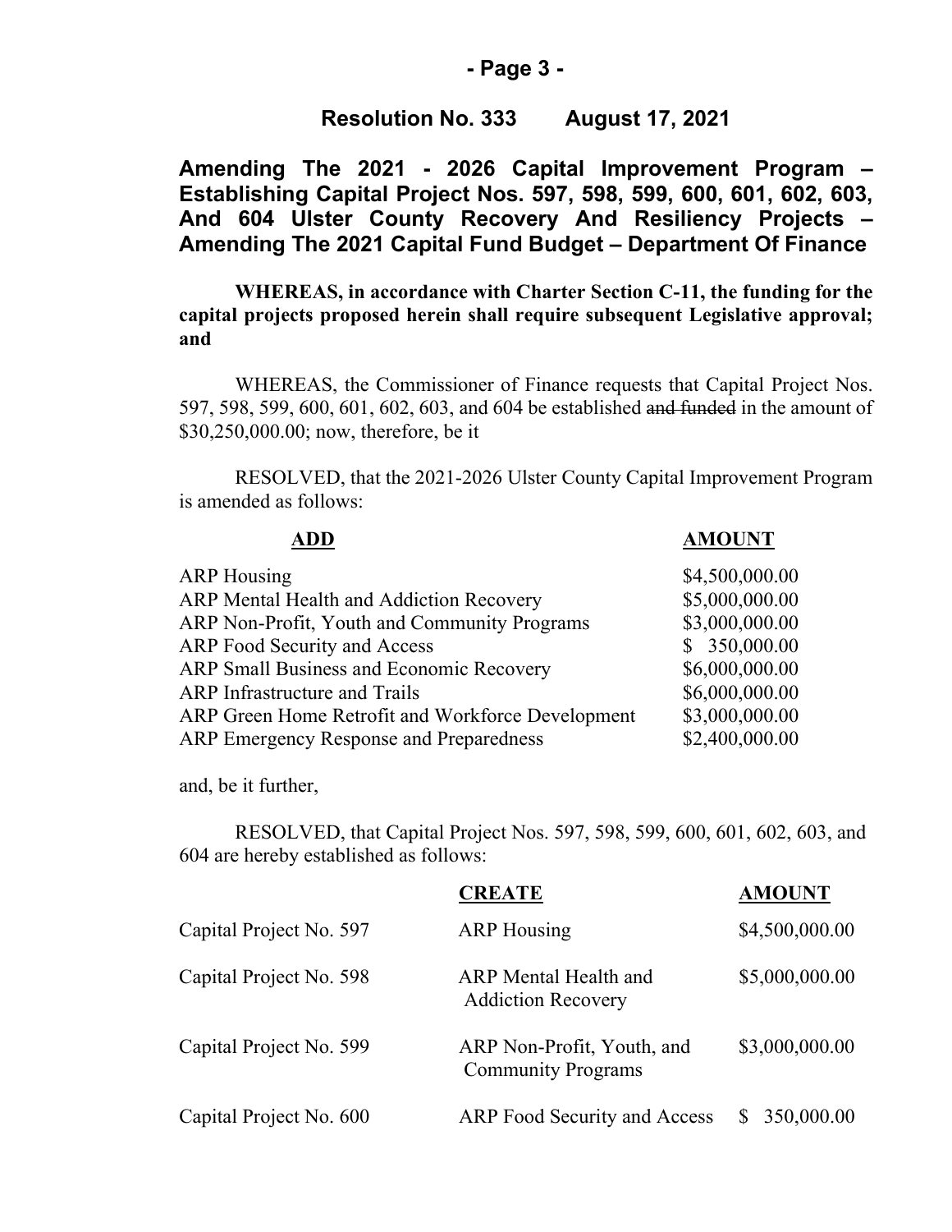## Resolution No. 333 August 17, 2021

## Amending The 2021 - 2026 Capital Improvement Program – Establishing Capital Project Nos. 597, 598, 599, 600, 601, 602, 603, And 604 Ulster County Recovery And Resiliency Projects – Amending The 2021 Capital Fund Budget – Department Of Finance

**WHEREAS, in accordance with Charter Section C-11, the funding for the capital projects proposed herein shall require subsequent Legislative approval; and**

WHEREAS, the Commissioner of Finance requests that Capital Project Nos. 597, 598, 599, 600, 601, 602, 603, and 604 be established ~~and funded~~ in the amount of $30,250,000.00; now, therefore, be it

RESOLVED, that the 2021-2026 Ulster County Capital Improvement Program is amended as follows:

| ADD | AMOUNT |
|---|---|
| ARP Housing | $4,500,000.00 |
| ARP Mental Health and Addiction Recovery | $5,000,000.00 |
| ARP Non-Profit, Youth and Community Programs | $3,000,000.00 |
| ARP Food Security and Access | $ 350,000.00 |
| ARP Small Business and Economic Recovery | $6,000,000.00 |
| ARP Infrastructure and Trails | $6,000,000.00 |
| ARP Green Home Retrofit and Workforce Development | $3,000,000.00 |
| ARP Emergency Response and Preparedness | $2,400,000.00 |

and, be it further,

RESOLVED, that Capital Project Nos. 597, 598, 599, 600, 601, 602, 603, and 604 are hereby established as follows:

| | CREATE | AMOUNT |
|---|---|---|
| Capital Project No. 597 | ARP Housing | $4,500,000.00 |
| Capital Project No. 598 | ARP Mental Health and Addiction Recovery | $5,000,000.00 |
| Capital Project No. 599 | ARP Non-Profit, Youth, and Community Programs | $3,000,000.00 |
| Capital Project No. 600 | ARP Food Security and Access | $ 350,000.00 |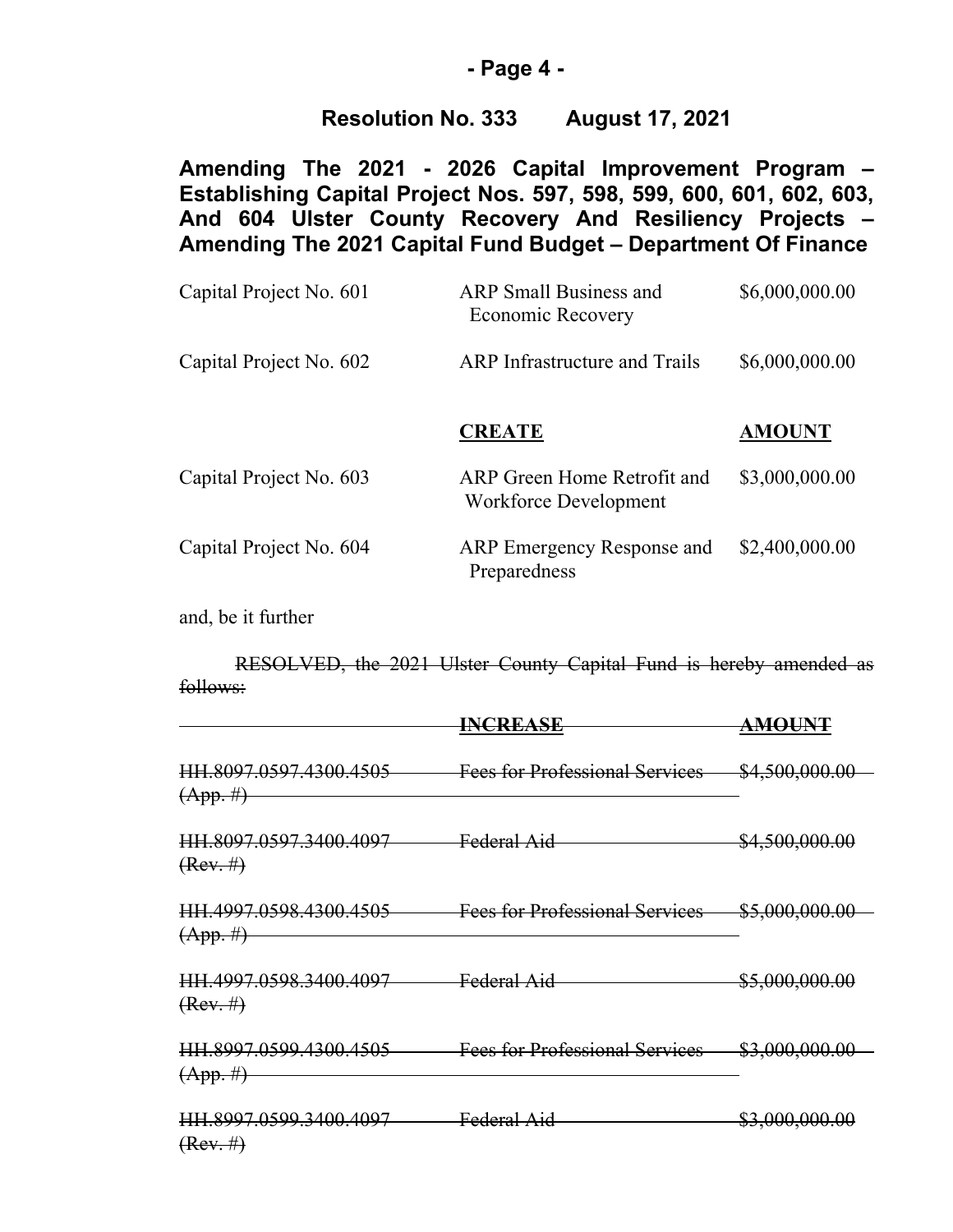## Resolution No. 333 August 17, 2021

**Amending The 2021 - 2026 Capital Improvement Program – Establishing Capital Project Nos. 597, 598, 599, 600, 601, 602, 603, And 604 Ulster County Recovery And Resiliency Projects – Amending The 2021 Capital Fund Budget – Department Of Finance**

| | | |
|---|---|---|
| Capital Project No. 601 | ARP Small Business and Economic Recovery | \$6,000,000.00 |
| Capital Project No. 602 | ARP Infrastructure and Trails | \$6,000,000.00 |

| | **CREATE** | **AMOUNT** |
|---|---|---|
| Capital Project No. 603 | ARP Green Home Retrofit and Workforce Development | \$3,000,000.00 |
| Capital Project No. 604 | ARP Emergency Response and Preparedness | \$2,400,000.00 |

and, be it further

~~RESOLVED, the 2021 Ulster County Capital Fund is hereby amended as follows:~~

| | ~~INCREASE~~ | ~~AMOUNT~~ |
|---|---|---|
| ~~HH.8097.0597.4300.4505 (App. #)~~ | ~~Fees for Professional Services~~ | ~~\$4,500,000.00~~ |
| ~~HH.8097.0597.3400.4097 (Rev. #)~~ | ~~Federal Aid~~ | ~~\$4,500,000.00~~ |
| ~~HH.4997.0598.4300.4505 (App. #)~~ | ~~Fees for Professional Services~~ | ~~\$5,000,000.00~~ |
| ~~HH.4997.0598.3400.4097 (Rev. #)~~ | ~~Federal Aid~~ | ~~\$5,000,000.00~~ |
| ~~HH.8997.0599.4300.4505 (App. #)~~ | ~~Fees for Professional Services~~ | ~~\$3,000,000.00~~ |
| ~~HH.8997.0599.3400.4097 (Rev. #)~~ | ~~Federal Aid~~ | ~~\$3,000,000.00~~ |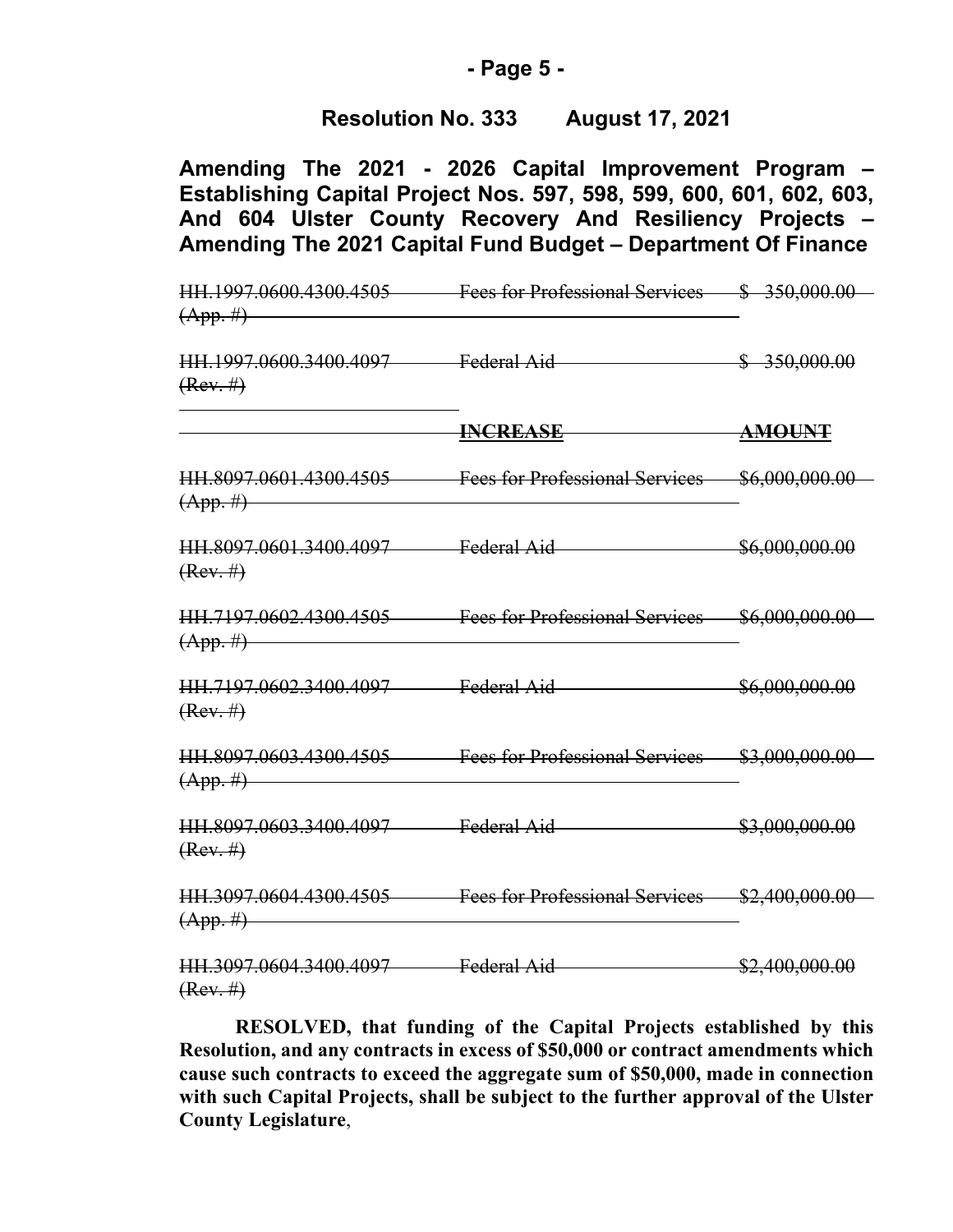**Resolution No. 333 August 17, 2021**

**Amending The 2021 - 2026 Capital Improvement Program – Establishing Capital Project Nos. 597, 598, 599, 600, 601, 602, 603, And 604 Ulster County Recovery And Resiliency Projects – Amending The 2021 Capital Fund Budget – Department Of Finance**

| | | |
|---|---|---|
| ~~HH.1997.0600.4300.4505 (App. #)~~ | ~~Fees for Professional Services~~ | ~~$ 350,000.00~~ |
| ~~HH.1997.0600.3400.4097 (Rev. #)~~ | ~~Federal Aid~~ | ~~$ 350,000.00~~ |
| | ~~**INCREASE**~~ | ~~**AMOUNT**~~ |
| ~~HH.8097.0601.4300.4505 (App. #)~~ | ~~Fees for Professional Services~~ | ~~$6,000,000.00~~ |
| ~~HH.8097.0601.3400.4097 (Rev. #)~~ | ~~Federal Aid~~ | ~~$6,000,000.00~~ |
| ~~HH.7197.0602.4300.4505 (App. #)~~ | ~~Fees for Professional Services~~ | ~~$6,000,000.00~~ |
| ~~HH.7197.0602.3400.4097 (Rev. #)~~ | ~~Federal Aid~~ | ~~$6,000,000.00~~ |
| ~~HH.8097.0603.4300.4505 (App. #)~~ | ~~Fees for Professional Services~~ | ~~$3,000,000.00~~ |
| ~~HH.8097.0603.3400.4097 (Rev. #)~~ | ~~Federal Aid~~ | ~~$3,000,000.00~~ |
| ~~HH.3097.0604.4300.4505 (App. #)~~ | ~~Fees for Professional Services~~ | ~~$2,400,000.00~~ |
| ~~HH.3097.0604.3400.4097 (Rev. #)~~ | ~~Federal Aid~~ | ~~$2,400,000.00~~ |

**RESOLVED, that funding of the Capital Projects established by this Resolution, and any contracts in excess of $50,000 or contract amendments which cause such contracts to exceed the aggregate sum of $50,000, made in connection with such Capital Projects, shall be subject to the further approval of the Ulster County Legislature**,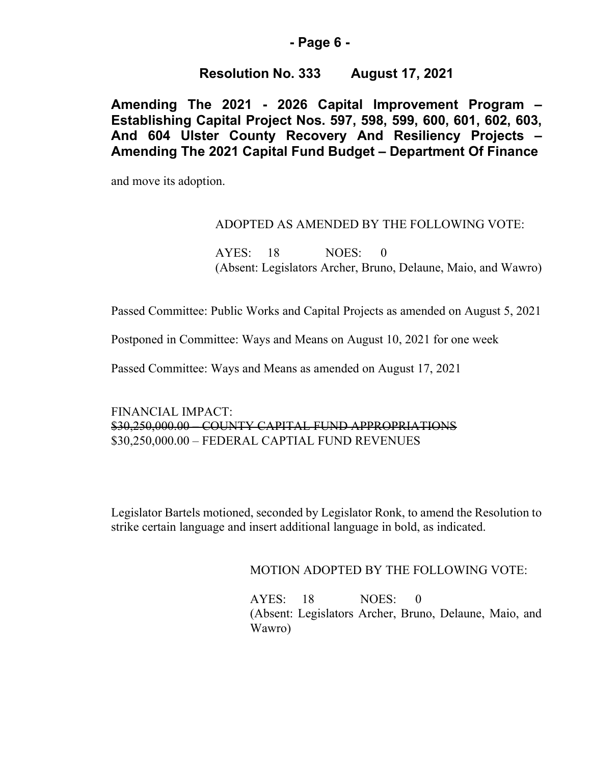**- Page 6 -**

**Resolution No. 333 August 17, 2021**

**Amending The 2021 - 2026 Capital Improvement Program – Establishing Capital Project Nos. 597, 598, 599, 600, 601, 602, 603, And 604 Ulster County Recovery And Resiliency Projects – Amending The 2021 Capital Fund Budget – Department Of Finance**

and move its adoption.

ADOPTED AS AMENDED BY THE FOLLOWING VOTE:

AYES: 18 NOES: 0
(Absent: Legislators Archer, Bruno, Delaune, Maio, and Wawro)

Passed Committee: Public Works and Capital Projects as amended on August 5, 2021

Postponed in Committee: Ways and Means on August 10, 2021 for one week

Passed Committee: Ways and Means as amended on August 17, 2021

FINANCIAL IMPACT:
~~$30,250,000.00 – COUNTY CAPITAL FUND APPROPRIATIONS~~
$30,250,000.00 – FEDERAL CAPTIAL FUND REVENUES

Legislator Bartels motioned, seconded by Legislator Ronk, to amend the Resolution to strike certain language and insert additional language in bold, as indicated.

MOTION ADOPTED BY THE FOLLOWING VOTE:

AYES: 18 NOES: 0
(Absent: Legislators Archer, Bruno, Delaune, Maio, and Wawro)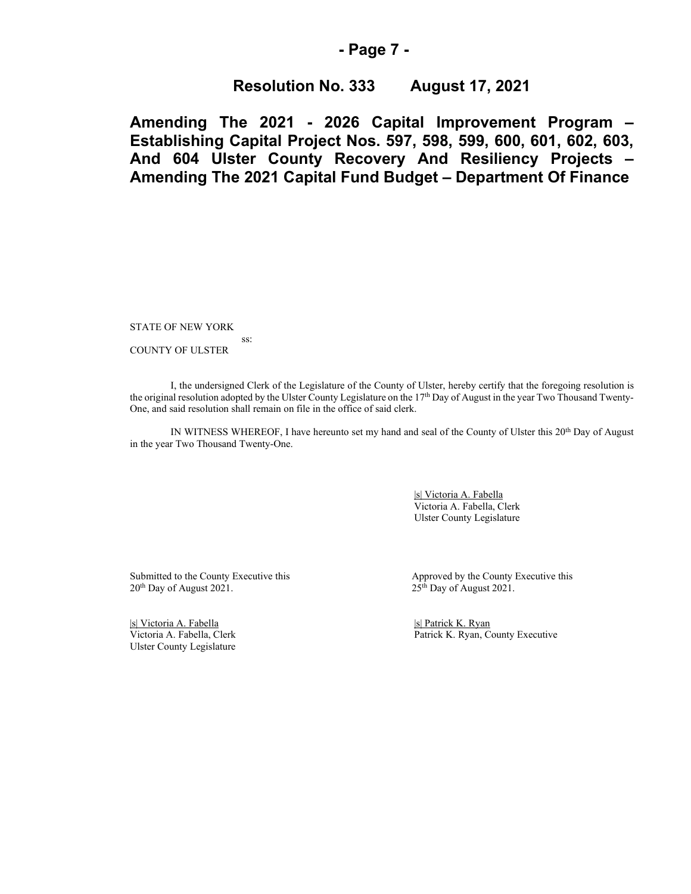## Resolution No. 333 August 17, 2021

# Amending The 2021 - 2026 Capital Improvement Program – Establishing Capital Project Nos. 597, 598, 599, 600, 601, 602, 603, And 604 Ulster County Recovery And Resiliency Projects – Amending The 2021 Capital Fund Budget – Department Of Finance

STATE OF NEW YORK
ss:
COUNTY OF ULSTER

I, the undersigned Clerk of the Legislature of the County of Ulster, hereby certify that the foregoing resolution is the original resolution adopted by the Ulster County Legislature on the 17th Day of August in the year Two Thousand Twenty-One, and said resolution shall remain on file in the office of said clerk.

IN WITNESS WHEREOF, I have hereunto set my hand and seal of the County of Ulster this 20th Day of August in the year Two Thousand Twenty-One.

|s| Victoria A. Fabella
Victoria A. Fabella, Clerk
Ulster County Legislature

Submitted to the County Executive this 20th Day of August 2021.

|s| Victoria A. Fabella
Victoria A. Fabella, Clerk
Ulster County Legislature

Approved by the County Executive this 25th Day of August 2021.

|s| Patrick K. Ryan
Patrick K. Ryan, County Executive